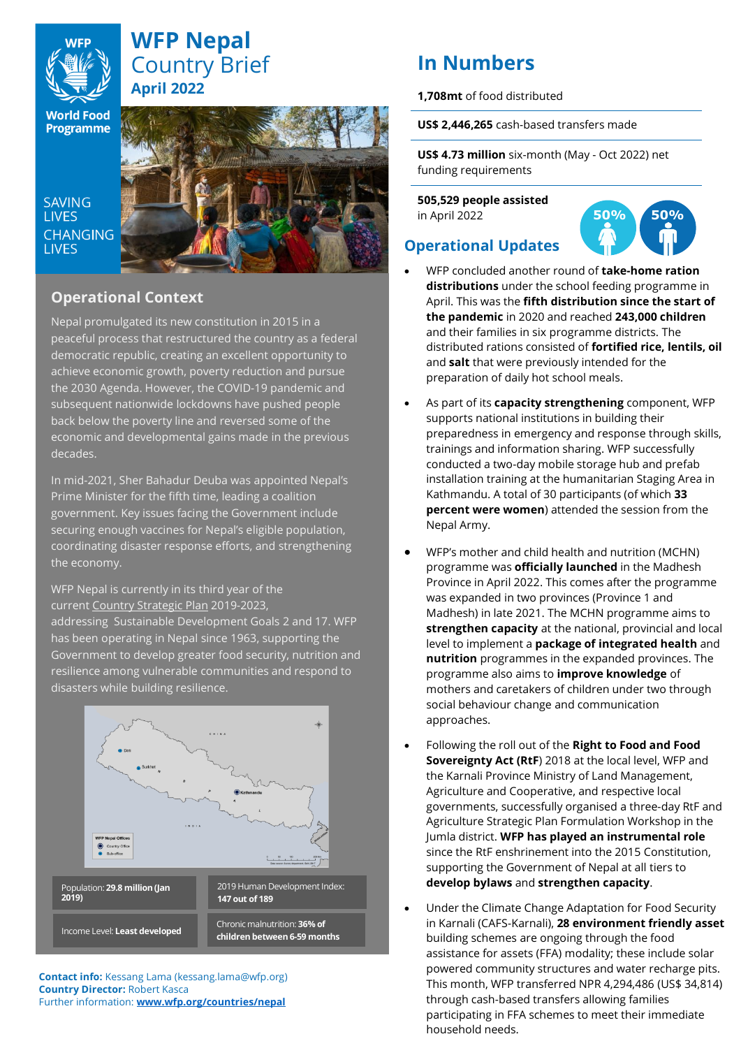# WFP Nepal Country Brief

**April 2022**

SAVING LIVES CHANGING LIVES

## Operational Context

Nepal promulgated its new constitution in 2015 in a peaceful process that restructured the country as a federal democratic republic, creating an excellent opportunity to achieve economic growth, poverty reduction and pursue the 2030 Agenda. However, the COVID-19 pandemic and subsequent nationwide lockdowns have pushed people back below the poverty line and reversed some of the economic and developmental gains made in the previous decades.

In mid-2021, Sher Bahadur Deuba was appointed Nepal's Prime Minister for the fifth time, leading a coalition government. Key issues facing the Government include securing enough vaccines for Nepal's eligible population, coordinating disaster response efforts, and strengthening the economy.

WFP Nepal is currently in its third year of the current Country Strategic Plan 2019-2023, addressing Sustainable Development Goals 2 and 17. WFP has been operating in Nepal since 1963, supporting the Government to develop greater food security, nutrition and resilience among vulnerable communities and respond to disasters while building resilience.

| | |
|---|---|
| Population: **29.8 million (Jan 2019)** | 2019 Human Development Index: **147 out of 189** |
| Income Level: **Least developed** | Chronic malnutrition: **36% of children between 6-59 months** |

**Contact info:** Kessang Lama (kessang.lama@wfp.org)
**Country Director:** Robert Kasca
Further information: **www.wfp.org/countries/nepal**

## In Numbers

**1,708mt** of food distributed

**US$ 2,446,265** cash-based transfers made

**US$ 4.73 million** six-month (May - Oct 2022) net funding requirements

**505,529 people assisted** in April 2022

50% 50%

## Operational Updates

- WFP concluded another round of **take-home ration distributions** under the school feeding programme in April. This was the **fifth distribution since the start of the pandemic** in 2020 and reached **243,000 children** and their families in six programme districts. The distributed rations consisted of **fortified rice, lentils, oil** and **salt** that were previously intended for the preparation of daily hot school meals.

- As part of its **capacity strengthening** component, WFP supports national institutions in building their preparedness in emergency and response through skills, trainings and information sharing. WFP successfully conducted a two-day mobile storage hub and prefab installation training at the humanitarian Staging Area in Kathmandu. A total of 30 participants (of which **33 percent were women**) attended the session from the Nepal Army.

- WFP's mother and child health and nutrition (MCHN) programme was **officially launched** in the Madhesh Province in April 2022. This comes after the programme was expanded in two provinces (Province 1 and Madhesh) in late 2021. The MCHN programme aims to **strengthen capacity** at the national, provincial and local level to implement a **package of integrated health** and **nutrition** programmes in the expanded provinces. The programme also aims to **improve knowledge** of mothers and caretakers of children under two through social behaviour change and communication approaches.

- Following the roll out of the **Right to Food and Food Sovereignty Act (RtF)** 2018 at the local level, WFP and the Karnali Province Ministry of Land Management, Agriculture and Cooperative, and respective local governments, successfully organised a three-day RtF and Agriculture Strategic Plan Formulation Workshop in the Jumla district. **WFP has played an instrumental role** since the RtF enshrinement into the 2015 Constitution, supporting the Government of Nepal at all tiers to **develop bylaws** and **strengthen capacity**.

- Under the Climate Change Adaptation for Food Security in Karnali (CAFS-Karnali), **28 environment friendly asset** building schemes are ongoing through the food assistance for assets (FFA) modality; these include solar powered community structures and water recharge pits. This month, WFP transferred NPR 4,294,486 (US$ 34,814) through cash-based transfers allowing families participating in FFA schemes to meet their immediate household needs.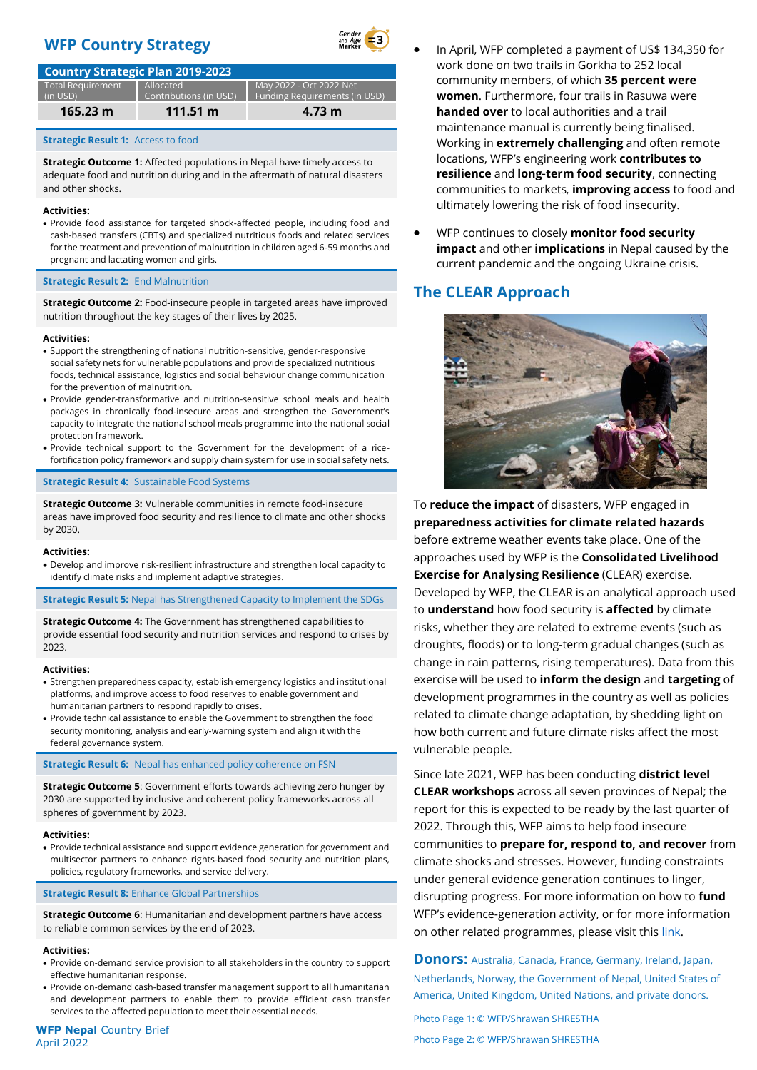## WFP Country Strategy

Gender and Age Marker 3

| Country Strategic Plan 2019-2023 | | |
|---|---|---|
| Total Requirement (in USD) | Allocated Contributions (in USD) | May 2022 - Oct 2022 Net Funding Requirements (in USD) |
| 165.23 m | 111.51 m | 4.73 m |

**Strategic Result 1:** Access to food

**Strategic Outcome 1:** Affected populations in Nepal have timely access to adequate food and nutrition during and in the aftermath of natural disasters and other shocks.

**Activities:**

- Provide food assistance for targeted shock-affected people, including food and cash-based transfers (CBTs) and specialized nutritious foods and related services for the treatment and prevention of malnutrition in children aged 6-59 months and pregnant and lactating women and girls.

**Strategic Result 2:** End Malnutrition

**Strategic Outcome 2:** Food-insecure people in targeted areas have improved nutrition throughout the key stages of their lives by 2025.

**Activities:**

- Support the strengthening of national nutrition-sensitive, gender-responsive social safety nets for vulnerable populations and provide specialized nutritious foods, technical assistance, logistics and social behaviour change communication for the prevention of malnutrition.
- Provide gender-transformative and nutrition-sensitive school meals and health packages in chronically food-insecure areas and strengthen the Government's capacity to integrate the national school meals programme into the national social protection framework.
- Provide technical support to the Government for the development of a rice-fortification policy framework and supply chain system for use in social safety nets.

**Strategic Result 4:** Sustainable Food Systems

**Strategic Outcome 3:** Vulnerable communities in remote food-insecure areas have improved food security and resilience to climate and other shocks by 2030.

**Activities:**

- Develop and improve risk-resilient infrastructure and strengthen local capacity to identify climate risks and implement adaptive strategies.

**Strategic Result 5:** Nepal has Strengthened Capacity to Implement the SDGs

**Strategic Outcome 4:** The Government has strengthened capabilities to provide essential food security and nutrition services and respond to crises by 2023.

**Activities:**

- Strengthen preparedness capacity, establish emergency logistics and institutional platforms, and improve access to food reserves to enable government and humanitarian partners to respond rapidly to crises.
- Provide technical assistance to enable the Government to strengthen the food security monitoring, analysis and early-warning system and align it with the federal governance system.

**Strategic Result 6:** Nepal has enhanced policy coherence on FSN

**Strategic Outcome 5**: Government efforts towards achieving zero hunger by 2030 are supported by inclusive and coherent policy frameworks across all spheres of government by 2023.

**Activities:**

- Provide technical assistance and support evidence generation for government and multisector partners to enhance rights-based food security and nutrition plans, policies, regulatory frameworks, and service delivery.

**Strategic Result 8:** Enhance Global Partnerships

**Strategic Outcome 6**: Humanitarian and development partners have access to reliable common services by the end of 2023.

**Activities:**

- Provide on-demand service provision to all stakeholders in the country to support effective humanitarian response.
- Provide on-demand cash-based transfer management support to all humanitarian and development partners to enable them to provide efficient cash transfer services to the affected population to meet their essential needs.

- In April, WFP completed a payment of US$ 134,350 for work done on two trails in Gorkha to 252 local community members, of which **35 percent were women**. Furthermore, four trails in Rasuwa were **handed over** to local authorities and a trail maintenance manual is currently being finalised. Working in **extremely challenging** and often remote locations, WFP's engineering work **contributes to resilience** and **long-term food security**, connecting communities to markets, **improving access** to food and ultimately lowering the risk of food insecurity.
- WFP continues to closely **monitor food security impact** and other **implications** in Nepal caused by the current pandemic and the ongoing Ukraine crisis.

## The CLEAR Approach

To **reduce the impact** of disasters, WFP engaged in **preparedness activities for climate related hazards** before extreme weather events take place. One of the approaches used by WFP is the **Consolidated Livelihood Exercise for Analysing Resilience** (CLEAR) exercise. Developed by WFP, the CLEAR is an analytical approach used to **understand** how food security is **affected** by climate risks, whether they are related to extreme events (such as droughts, floods) or to long-term gradual changes (such as change in rain patterns, rising temperatures). Data from this exercise will be used to **inform the design** and **targeting** of development programmes in the country as well as policies related to climate change adaptation, by shedding light on how both current and future climate risks affect the most vulnerable people.

Since late 2021, WFP has been conducting **district level CLEAR workshops** across all seven provinces of Nepal; the report for this is expected to be ready by the last quarter of 2022. Through this, WFP aims to help food insecure communities to **prepare for, respond to, and recover** from climate shocks and stresses. However, funding constraints under general evidence generation continues to linger, disrupting progress. For more information on how to **fund** WFP's evidence-generation activity, or for more information on other related programmes, please visit this link.

**Donors:** Australia, Canada, France, Germany, Ireland, Japan, Netherlands, Norway, the Government of Nepal, United States of America, United Kingdom, United Nations, and private donors.

Photo Page 1: © WFP/Shrawan SHRESTHA

Photo Page 2: © WFP/Shrawan SHRESTHA